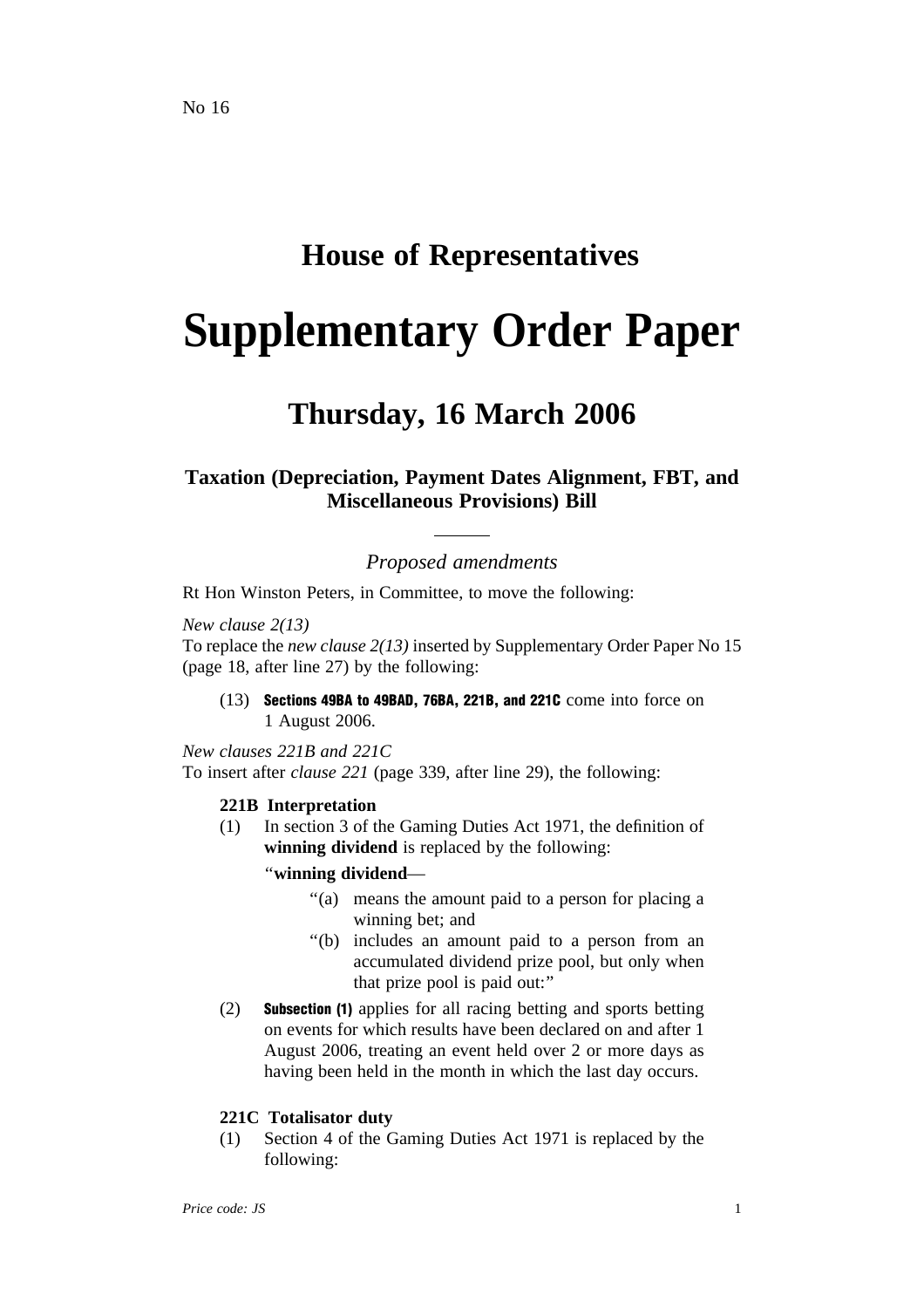No 16

# House of Representatives

# Supplementary Order Paper

## Thursday, 16 March 2006

### Taxation (Depreciation, Payment Dates Alignment, FBT, and Miscellaneous Provisions) Bill

*Proposed amendments*

Rt Hon Winston Peters, in Committee, to move the following:

*New clause 2(13)*
To replace the *new clause 2(13)* inserted by Supplementary Order Paper No 15 (page 18, after line 27) by the following:

(13) **Sections 49BA to 49BAD, 76BA, 221B, and 221C** come into force on 1 August 2006.

*New clauses 221B and 221C*
To insert after *clause 221* (page 339, after line 29), the following:

**221B Interpretation**

(1) In section 3 of the Gaming Duties Act 1971, the definition of **winning dividend** is replaced by the following:

"**winning dividend**—

"(a) means the amount paid to a person for placing a winning bet; and

"(b) includes an amount paid to a person from an accumulated dividend prize pool, but only when that prize pool is paid out:"

(2) **Subsection (1)** applies for all racing betting and sports betting on events for which results have been declared on and after 1 August 2006, treating an event held over 2 or more days as having been held in the month in which the last day occurs.

**221C Totalisator duty**

(1) Section 4 of the Gaming Duties Act 1971 is replaced by the following:

*Price code: JS*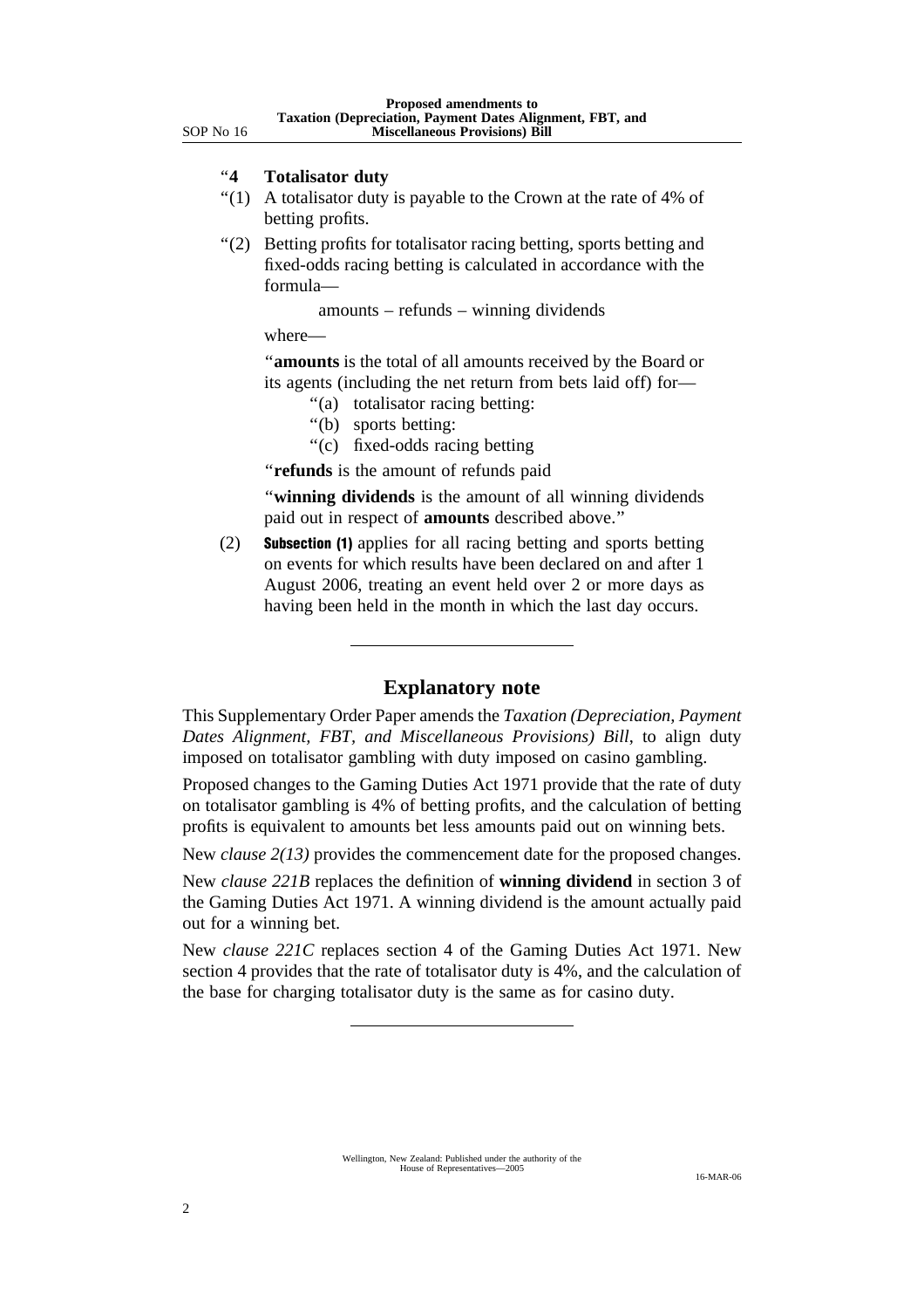"**4 Totalisator duty**

"(1) A totalisator duty is payable to the Crown at the rate of 4% of betting profits.

"(2) Betting profits for totalisator racing betting, sports betting and fixed-odds racing betting is calculated in accordance with the formula—

amounts – refunds – winning dividends

where—

"**amounts** is the total of all amounts received by the Board or its agents (including the net return from bets laid off) for—

"(a) totalisator racing betting:

"(b) sports betting:

"(c) fixed-odds racing betting

"**refunds** is the amount of refunds paid

"**winning dividends** is the amount of all winning dividends paid out in respect of **amounts** described above."

(2) **Subsection (1)** applies for all racing betting and sports betting on events for which results have been declared on and after 1 August 2006, treating an event held over 2 or more days as having been held in the month in which the last day occurs.

---

## Explanatory note

This Supplementary Order Paper amends the *Taxation (Depreciation, Payment Dates Alignment, FBT, and Miscellaneous Provisions) Bill*, to align duty imposed on totalisator gambling with duty imposed on casino gambling.

Proposed changes to the Gaming Duties Act 1971 provide that the rate of duty on totalisator gambling is 4% of betting profits, and the calculation of betting profits is equivalent to amounts bet less amounts paid out on winning bets.

New *clause 2(13)* provides the commencement date for the proposed changes.

New *clause 221B* replaces the definition of **winning dividend** in section 3 of the Gaming Duties Act 1971. A winning dividend is the amount actually paid out for a winning bet.

New *clause 221C* replaces section 4 of the Gaming Duties Act 1971. New section 4 provides that the rate of totalisator duty is 4%, and the calculation of the base for charging totalisator duty is the same as for casino duty.

---

Wellington, New Zealand: Published under the authority of the House of Representatives—2005

16-MAR-06